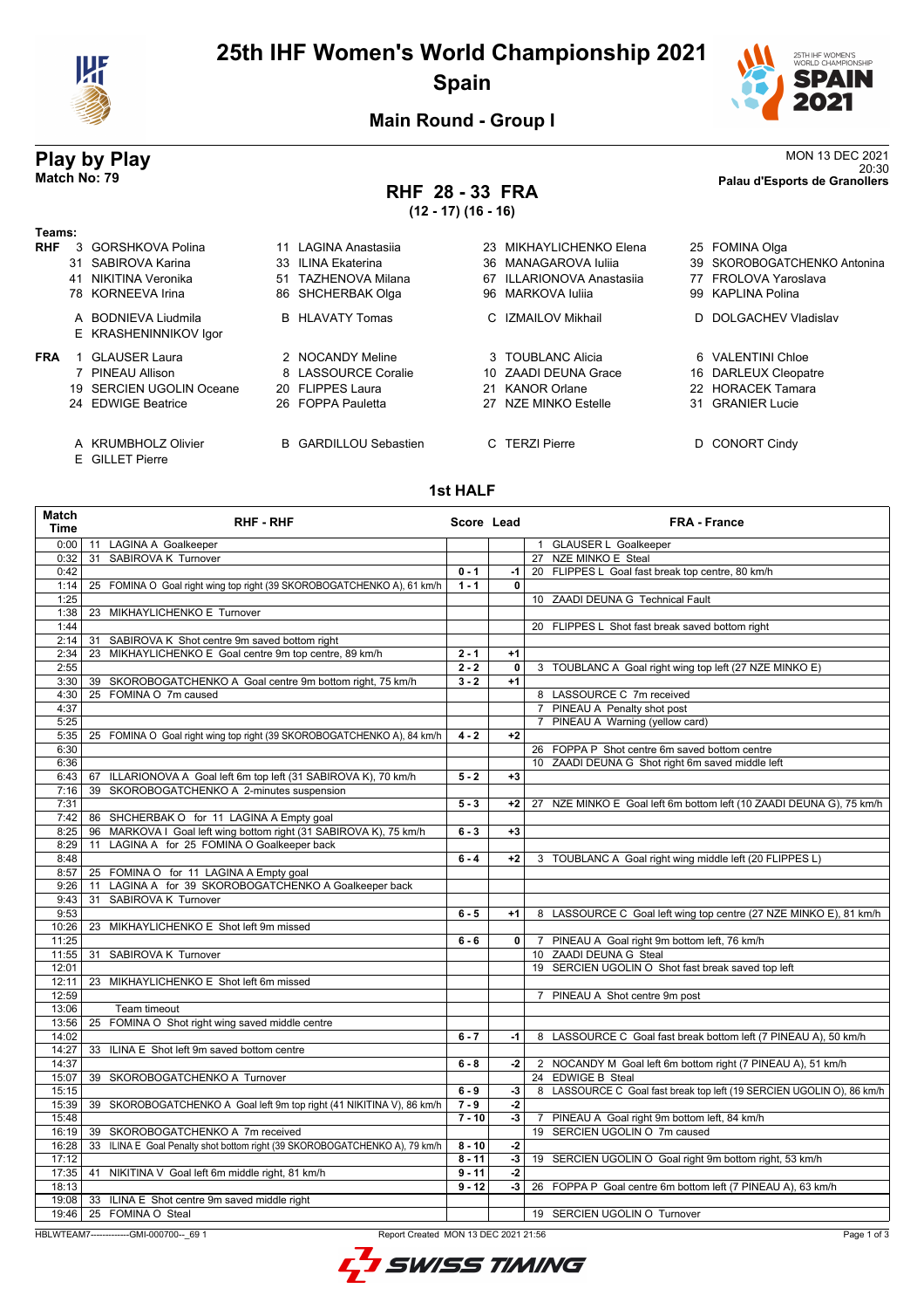# 25th IHF Women's World Championship 2021

## Spain

### Main Round - Group I

## Play by Play

**Match No: 79**

MON 13 DEC 2021
20:30
**Palau d'Esports de Granollers**

## RHF 28 - 33 FRA

**(12 - 17) (16 - 16)**

**Teams:**

**RHF**
3 GORSHKOVA Polina, 11 LAGINA Anastasiia, 23 MIKHAYLICHENKO Elena, 25 FOMINA Olga
31 SABIROVA Karina, 33 ILINA Ekaterina, 36 MANAGAROVA Iuliia, 39 SKOROBOGATCHENKO Antonina
41 NIKITINA Veronika, 51 TAZHENOVA Milana, 67 ILLARIONOVA Anastasiia, 77 FROLOVA Yaroslava
78 KORNEEVA Irina, 86 SHCHERBAK Olga, 96 MARKOVA Iuliia, 99 KAPLINA Polina

A BODNIEVA Liudmila, B HLAVATY Tomas, C IZMAILOV Mikhail, D DOLGACHEV Vladislav
E KRASHENINNIKOV Igor

**FRA**
1 GLAUSER Laura, 2 NOCANDY Meline, 3 TOUBLANC Alicia, 6 VALENTINI Chloe
7 PINEAU Allison, 8 LASSOURCE Coralie, 10 ZAADI DEUNA Grace, 16 DARLEUX Cleopatre
19 SERCIEN UGOLIN Oceane, 20 FLIPPES Laura, 21 KANOR Orlane, 22 HORACEK Tamara
24 EDWIGE Beatrice, 26 FOPPA Pauletta, 27 NZE MINKO Estelle, 31 GRANIER Lucie

A KRUMBHOLZ Olivier, B GARDILLOU Sebastien, C TERZI Pierre, D CONORT Cindy
E GILLET Pierre

### 1st HALF

| Match Time | RHF - RHF | Score | Lead | FRA - France |
|---|---|---|---|---|
| 0:00 | 11 LAGINA A Goalkeeper | | | 1 GLAUSER L Goalkeeper |
| 0:32 | 31 SABIROVA K Turnover | | | 27 NZE MINKO E Steal |
| 0:42 | | 0 - 1 | -1 | 20 FLIPPES L Goal fast break top centre, 80 km/h |
| 1:14 | 25 FOMINA O Goal right wing top right (39 SKOROBOGATCHENKO A), 61 km/h | 1 - 1 | 0 | |
| 1:25 | | | | 10 ZAADI DEUNA G Technical Fault |
| 1:38 | 23 MIKHAYLICHENKO E Turnover | | | |
| 1:44 | | | | 20 FLIPPES L Shot fast break saved bottom right |
| 2:14 | 31 SABIROVA K Shot centre 9m saved bottom right | | | |
| 2:34 | 23 MIKHAYLICHENKO E Goal centre 9m top centre, 89 km/h | 2 - 1 | +1 | |
| 2:55 | | 2 - 2 | 0 | 3 TOUBLANC A Goal right wing top left (27 NZE MINKO E) |
| 3:30 | 39 SKOROBOGATCHENKO A Goal centre 9m bottom right, 75 km/h | 3 - 2 | +1 | |
| 4:30 | 25 FOMINA O 7m caused | | | 8 LASSOURCE C 7m received |
| 4:37 | | | | 7 PINEAU A Penalty shot post |
| 5:25 | | | | 7 PINEAU A Warning (yellow card) |
| 5:35 | 25 FOMINA O Goal right wing top right (39 SKOROBOGATCHENKO A), 84 km/h | 4 - 2 | +2 | |
| 6:30 | | | | 26 FOPPA P Shot centre 6m saved bottom centre |
| 6:36 | | | | 10 ZAADI DEUNA G Shot right 6m saved middle left |
| 6:43 | 67 ILLARIONOVA A Goal left 6m top left (31 SABIROVA K), 70 km/h | 5 - 2 | +3 | |
| 7:16 | 39 SKOROBOGATCHENKO A 2-minutes suspension | | | |
| 7:31 | | 5 - 3 | +2 | 27 NZE MINKO E Goal left 6m bottom left (10 ZAADI DEUNA G), 75 km/h |
| 7:42 | 86 SHCHERBAK O for 11 LAGINA A Empty goal | | | |
| 8:25 | 96 MARKOVA I Goal left wing bottom right (31 SABIROVA K), 75 km/h | 6 - 3 | +3 | |
| 8:29 | 11 LAGINA A for 25 FOMINA O Goalkeeper back | | | |
| 8:48 | | 6 - 4 | +2 | 3 TOUBLANC A Goal right wing middle left (20 FLIPPES L) |
| 8:57 | 25 FOMINA O for 11 LAGINA A Empty goal | | | |
| 9:26 | 11 LAGINA A for 39 SKOROBOGATCHENKO A Goalkeeper back | | | |
| 9:43 | 31 SABIROVA K Turnover | | | |
| 9:53 | | 6 - 5 | +1 | 8 LASSOURCE C Goal left wing top centre (27 NZE MINKO E), 81 km/h |
| 10:26 | 23 MIKHAYLICHENKO E Shot left 9m missed | | | |
| 11:25 | | 6 - 6 | 0 | 7 PINEAU A Goal right 9m bottom left, 76 km/h |
| 11:55 | 31 SABIROVA K Turnover | | | 10 ZAADI DEUNA G Steal |
| 12:01 | | | | 19 SERCIEN UGOLIN O Shot fast break saved top left |
| 12:11 | 23 MIKHAYLICHENKO E Shot left 6m missed | | | |
| 12:59 | | | | 7 PINEAU A Shot centre 9m post |
| 13:06 | Team timeout | | | |
| 13:56 | 25 FOMINA O Shot right wing saved middle centre | | | |
| 14:02 | | 6 - 7 | -1 | 8 LASSOURCE C Goal fast break bottom left (7 PINEAU A), 50 km/h |
| 14:27 | 33 ILINA E Shot left 9m saved bottom centre | | | |
| 14:37 | | 6 - 8 | -2 | 2 NOCANDY M Goal left 6m bottom right (7 PINEAU A), 51 km/h |
| 15:07 | 39 SKOROBOGATCHENKO A Turnover | | | 24 EDWIGE B Steal |
| 15:15 | | 6 - 9 | -3 | 8 LASSOURCE C Goal fast break top left (19 SERCIEN UGOLIN O), 86 km/h |
| 15:39 | 39 SKOROBOGATCHENKO A Goal left 9m top right (41 NIKITINA V), 86 km/h | 7 - 9 | -2 | |
| 15:48 | | 7 - 10 | -3 | 7 PINEAU A Goal right 9m bottom left, 84 km/h |
| 16:19 | 39 SKOROBOGATCHENKO A 7m received | | | 19 SERCIEN UGOLIN O 7m caused |
| 16:28 | 33 ILINA E Goal Penalty shot bottom right (39 SKOROBOGATCHENKO A), 79 km/h | 8 - 10 | -2 | |
| 17:12 | | 8 - 11 | -3 | 19 SERCIEN UGOLIN O Goal right 9m bottom right, 53 km/h |
| 17:35 | 41 NIKITINA V Goal left 6m middle right, 81 km/h | 9 - 11 | -2 | |
| 18:13 | | 9 - 12 | -3 | 26 FOPPA P Goal centre 6m bottom left (7 PINEAU A), 63 km/h |
| 19:08 | 33 ILINA E Shot centre 9m saved middle right | | | |
| 19:46 | 25 FOMINA O Steal | | | 19 SERCIEN UGOLIN O Turnover |

HBLWTEAM7-------------GMI-000700--_69 1 Report Created MON 13 DEC 2021 21:56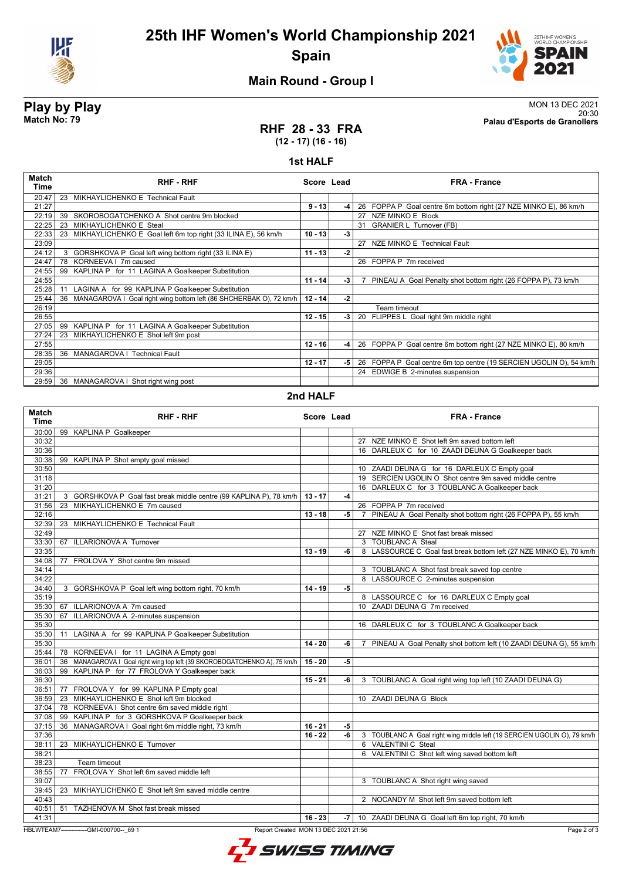# 25th IHF Women's World Championship 2021

## Spain

### Main Round - Group I

**Play by Play**
**Match No: 79**

MON 13 DEC 2021
20:30
**Palau d'Esports de Granollers**

## RHF 28 - 33 FRA
**(12 - 17) (16 - 16)**

### 1st HALF

| Match Time | RHF - RHF | Score | Lead | FRA - France |
|---|---|---|---|---|
| 20:47 | 23 MIKHAYLICHENKO E Technical Fault | | | |
| 21:27 | | 9 - 13 | -4 | 26 FOPPA P Goal centre 6m bottom right (27 NZE MINKO E), 86 km/h |
| 22:19 | 39 SKOROBOGATCHENKO A Shot centre 9m blocked | | | 27 NZE MINKO E Block |
| 22:25 | 23 MIKHAYLICHENKO E Steal | | | 31 GRANIER L Turnover (FB) |
| 22:33 | 23 MIKHAYLICHENKO E Goal left 6m top right (33 ILINA E), 56 km/h | 10 - 13 | -3 | |
| 23:09 | | | | 27 NZE MINKO E Technical Fault |
| 24:12 | 3 GORSHKOVA P Goal left wing bottom right (33 ILINA E) | 11 - 13 | -2 | |
| 24:47 | 78 KORNEEVA I 7m caused | | | 26 FOPPA P 7m received |
| 24:55 | 99 KAPLINA P for 11 LAGINA A Goalkeeper Substitution | | | |
| 24:55 | | 11 - 14 | -3 | 7 PINEAU A Goal Penalty shot bottom right (26 FOPPA P), 73 km/h |
| 25:28 | 11 LAGINA A for 99 KAPLINA P Goalkeeper Substitution | | | |
| 25:44 | 36 MANAGAROVA I Goal right wing bottom left (86 SHCHERBAK O), 72 km/h | 12 - 14 | -2 | |
| 26:19 | | | | Team timeout |
| 26:55 | | 12 - 15 | -3 | 20 FLIPPES L Goal right 9m middle right |
| 27:05 | 99 KAPLINA P for 11 LAGINA A Goalkeeper Substitution | | | |
| 27:24 | 23 MIKHAYLICHENKO E Shot left 9m post | | | |
| 27:55 | | 12 - 16 | -4 | 26 FOPPA P Goal centre 6m bottom right (27 NZE MINKO E), 80 km/h |
| 28:35 | 36 MANAGAROVA I Technical Fault | | | |
| 29:05 | | 12 - 17 | -5 | 26 FOPPA P Goal centre 6m top centre (19 SERCIEN UGOLIN O), 54 km/h |
| 29:36 | | | | 24 EDWIGE B 2-minutes suspension |
| 29:59 | 36 MANAGAROVA I Shot right wing post | | | |

### 2nd HALF

| Match Time | RHF - RHF | Score | Lead | FRA - France |
|---|---|---|---|---|
| 30:00 | 99 KAPLINA P Goalkeeper | | | |
| 30:32 | | | | 27 NZE MINKO E Shot left 9m saved bottom left |
| 30:36 | | | | 16 DARLEUX C for 10 ZAADI DEUNA G Goalkeeper back |
| 30:38 | 99 KAPLINA P Shot empty goal missed | | | |
| 30:50 | | | | 10 ZAADI DEUNA G for 16 DARLEUX C Empty goal |
| 31:18 | | | | 19 SERCIEN UGOLIN O Shot centre 9m saved middle centre |
| 31:20 | | | | 16 DARLEUX C for 3 TOUBLANC A Goalkeeper back |
| 31:21 | 3 GORSHKOVA P Goal fast break middle centre (99 KAPLINA P), 78 km/h | 13 - 17 | -4 | |
| 31:56 | 23 MIKHAYLICHENKO E 7m caused | | | 26 FOPPA P 7m received |
| 32:16 | | 13 - 18 | -5 | 7 PINEAU A Goal Penalty shot bottom right (26 FOPPA P), 55 km/h |
| 32:39 | 23 MIKHAYLICHENKO E Technical Fault | | | |
| 32:49 | | | | 27 NZE MINKO E Shot fast break missed |
| 33:30 | 67 ILLARIONOVA A Turnover | | | 3 TOUBLANC A Steal |
| 33:35 | | 13 - 19 | -6 | 8 LASSOURCE C Goal fast break bottom left (27 NZE MINKO E), 70 km/h |
| 34:08 | 77 FROLOVA Y Shot centre 9m missed | | | |
| 34:14 | | | | 3 TOUBLANC A Shot fast break saved top centre |
| 34:22 | | | | 8 LASSOURCE C 2-minutes suspension |
| 34:40 | 3 GORSHKOVA P Goal left wing bottom right, 70 km/h | 14 - 19 | -5 | |
| 35:19 | | | | 8 LASSOURCE C for 16 DARLEUX C Empty goal |
| 35:30 | 67 ILLARIONOVA A 7m caused | | | 10 ZAADI DEUNA G 7m received |
| 35:30 | 67 ILLARIONOVA A 2-minutes suspension | | | |
| 35:30 | | | | 16 DARLEUX C for 3 TOUBLANC A Goalkeeper back |
| 35:30 | 11 LAGINA A for 99 KAPLINA P Goalkeeper Substitution | | | |
| 35:30 | | 14 - 20 | -6 | 7 PINEAU A Goal Penalty shot bottom left (10 ZAADI DEUNA G), 55 km/h |
| 35:44 | 78 KORNEEVA I for 11 LAGINA A Empty goal | | | |
| 36:01 | 36 MANAGAROVA I Goal right wing top left (39 SKOROBOGATCHENKO A), 75 km/h | 15 - 20 | -5 | |
| 36:03 | 99 KAPLINA P for 77 FROLOVA Y Goalkeeper back | | | |
| 36:30 | | 15 - 21 | -6 | 3 TOUBLANC A Goal right wing top left (10 ZAADI DEUNA G) |
| 36:51 | 77 FROLOVA Y for 99 KAPLINA P Empty goal | | | |
| 36:59 | 23 MIKHAYLICHENKO E Shot left 9m blocked | | | 10 ZAADI DEUNA G Block |
| 37:04 | 78 KORNEEVA I Shot centre 6m saved middle right | | | |
| 37:08 | 99 KAPLINA P for 3 GORSHKOVA P Goalkeeper back | | | |
| 37:15 | 36 MANAGAROVA I Goal right 6m middle right, 73 km/h | 16 - 21 | -5 | |
| 37:36 | | 16 - 22 | -6 | 3 TOUBLANC A Goal right wing middle left (19 SERCIEN UGOLIN O), 79 km/h |
| 38:11 | 23 MIKHAYLICHENKO E Turnover | | | 6 VALENTINI C Steal |
| 38:21 | | | | 6 VALENTINI C Shot left wing saved bottom left |
| 38:23 | Team timeout | | | |
| 38:55 | 77 FROLOVA Y Shot left 6m saved middle left | | | |
| 39:07 | | | | 3 TOUBLANC A Shot right wing saved |
| 39:45 | 23 MIKHAYLICHENKO E Shot left 9m saved middle centre | | | |
| 40:43 | | | | 2 NOCANDY M Shot left 9m saved bottom left |
| 40:51 | 51 TAZHENOVA M Shot fast break missed | | | |
| 41:31 | | 16 - 23 | -7 | 10 ZAADI DEUNA G Goal left 6m top right, 70 km/h |

HBLWTEAM7-------------GMI-000700--_69 1 Report Created MON 13 DEC 2021 21:56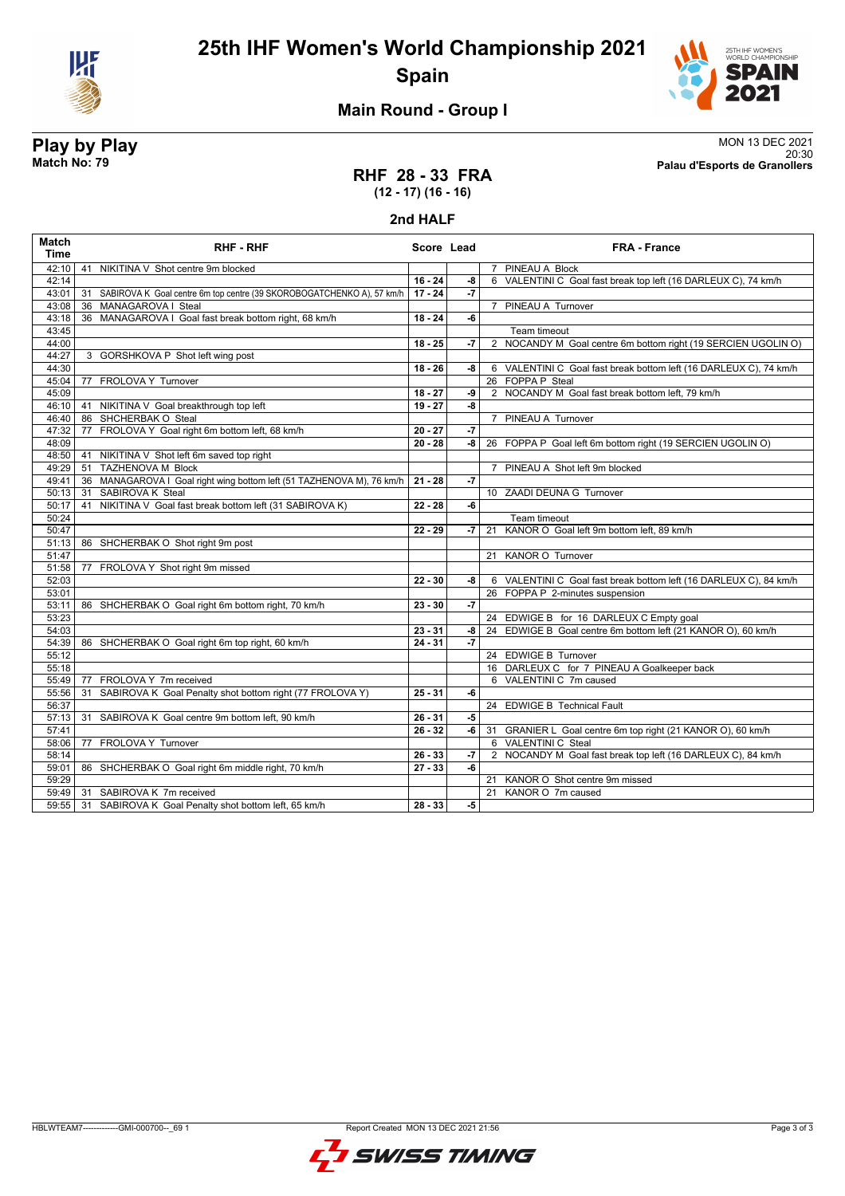# 25th IHF Women's World Championship 2021

## Spain

### Main Round - Group I

**Play by Play**
**Match No: 79**

MON 13 DEC 2021
20:30
**Palau d'Esports de Granollers**

## RHF 28 - 33 FRA
**(12 - 17) (16 - 16)**

### 2nd HALF

| Match Time | RHF - RHF | Score | Lead | FRA - France |
|---|---|---|---|---|
| 42:10 | 41 NIKITINA V Shot centre 9m blocked | | | 7 PINEAU A Block |
| 42:14 | | 16 - 24 | -8 | 6 VALENTINI C Goal fast break top left (16 DARLEUX C), 74 km/h |
| 43:01 | 31 SABIROVA K Goal centre 6m top centre (39 SKOROBOGATCHENKO A), 57 km/h | 17 - 24 | -7 | |
| 43:08 | 36 MANAGAROVA I Steal | | | 7 PINEAU A Turnover |
| 43:18 | 36 MANAGAROVA I Goal fast break bottom right, 68 km/h | 18 - 24 | -6 | |
| 43:45 | | | | Team timeout |
| 44:00 | | 18 - 25 | -7 | 2 NOCANDY M Goal centre 6m bottom right (19 SERCIEN UGOLIN O) |
| 44:27 | 3 GORSHKOVA P Shot left wing post | | | |
| 44:30 | | 18 - 26 | -8 | 6 VALENTINI C Goal fast break bottom left (16 DARLEUX C), 74 km/h |
| 45:04 | 77 FROLOVA Y Turnover | | | 26 FOPPA P Steal |
| 45:09 | | 18 - 27 | -9 | 2 NOCANDY M Goal fast break bottom left, 79 km/h |
| 46:10 | 41 NIKITINA V Goal breakthrough top left | 19 - 27 | -8 | |
| 46:40 | 86 SHCHERBAK O Steal | | | 7 PINEAU A Turnover |
| 47:32 | 77 FROLOVA Y Goal right 6m bottom left, 68 km/h | 20 - 27 | -7 | |
| 48:09 | | 20 - 28 | -8 | 26 FOPPA P Goal left 6m bottom right (19 SERCIEN UGOLIN O) |
| 48:50 | 41 NIKITINA V Shot left 6m saved top right | | | |
| 49:29 | 51 TAZHENOVA M Block | | | 7 PINEAU A Shot left 9m blocked |
| 49:41 | 36 MANAGAROVA I Goal right wing bottom left (51 TAZHENOVA M), 76 km/h | 21 - 28 | -7 | |
| 50:13 | 31 SABIROVA K Steal | | | 10 ZAADI DEUNA G Turnover |
| 50:17 | 41 NIKITINA V Goal fast break bottom left (31 SABIROVA K) | 22 - 28 | -6 | |
| 50:24 | | | | Team timeout |
| 50:47 | | 22 - 29 | -7 | 21 KANOR O Goal left 9m bottom left, 89 km/h |
| 51:13 | 86 SHCHERBAK O Shot right 9m post | | | |
| 51:47 | | | | 21 KANOR O Turnover |
| 51:58 | 77 FROLOVA Y Shot right 9m missed | | | |
| 52:03 | | 22 - 30 | -8 | 6 VALENTINI C Goal fast break bottom left (16 DARLEUX C), 84 km/h |
| 53:01 | | | | 26 FOPPA P 2-minutes suspension |
| 53:11 | 86 SHCHERBAK O Goal right 6m bottom right, 70 km/h | 23 - 30 | -7 | |
| 53:23 | | | | 24 EDWIGE B for 16 DARLEUX C Empty goal |
| 54:03 | | 23 - 31 | -8 | 24 EDWIGE B Goal centre 6m bottom left (21 KANOR O), 60 km/h |
| 54:39 | 86 SHCHERBAK O Goal right 6m top right, 60 km/h | 24 - 31 | -7 | |
| 55:12 | | | | 24 EDWIGE B Turnover |
| 55:18 | | | | 16 DARLEUX C for 7 PINEAU A Goalkeeper back |
| 55:49 | 77 FROLOVA Y 7m received | | | 6 VALENTINI C 7m caused |
| 55:56 | 31 SABIROVA K Goal Penalty shot bottom right (77 FROLOVA Y) | 25 - 31 | -6 | |
| 56:37 | | | | 24 EDWIGE B Technical Fault |
| 57:13 | 31 SABIROVA K Goal centre 9m bottom left, 90 km/h | 26 - 31 | -5 | |
| 57:41 | | 26 - 32 | -6 | 31 GRANIER L Goal centre 6m top right (21 KANOR O), 60 km/h |
| 58:06 | 77 FROLOVA Y Turnover | | | 6 VALENTINI C Steal |
| 58:14 | | 26 - 33 | -7 | 2 NOCANDY M Goal fast break top left (16 DARLEUX C), 84 km/h |
| 59:01 | 86 SHCHERBAK O Goal right 6m middle right, 70 km/h | 27 - 33 | -6 | |
| 59:29 | | | | 21 KANOR O Shot centre 9m missed |
| 59:49 | 31 SABIROVA K 7m received | | | 21 KANOR O 7m caused |
| 59:55 | 31 SABIROVA K Goal Penalty shot bottom left, 65 km/h | 28 - 33 | -5 | |

HBLWTEAM7-------------GMI-000700--_69 1 Report Created MON 13 DEC 2021 21:56